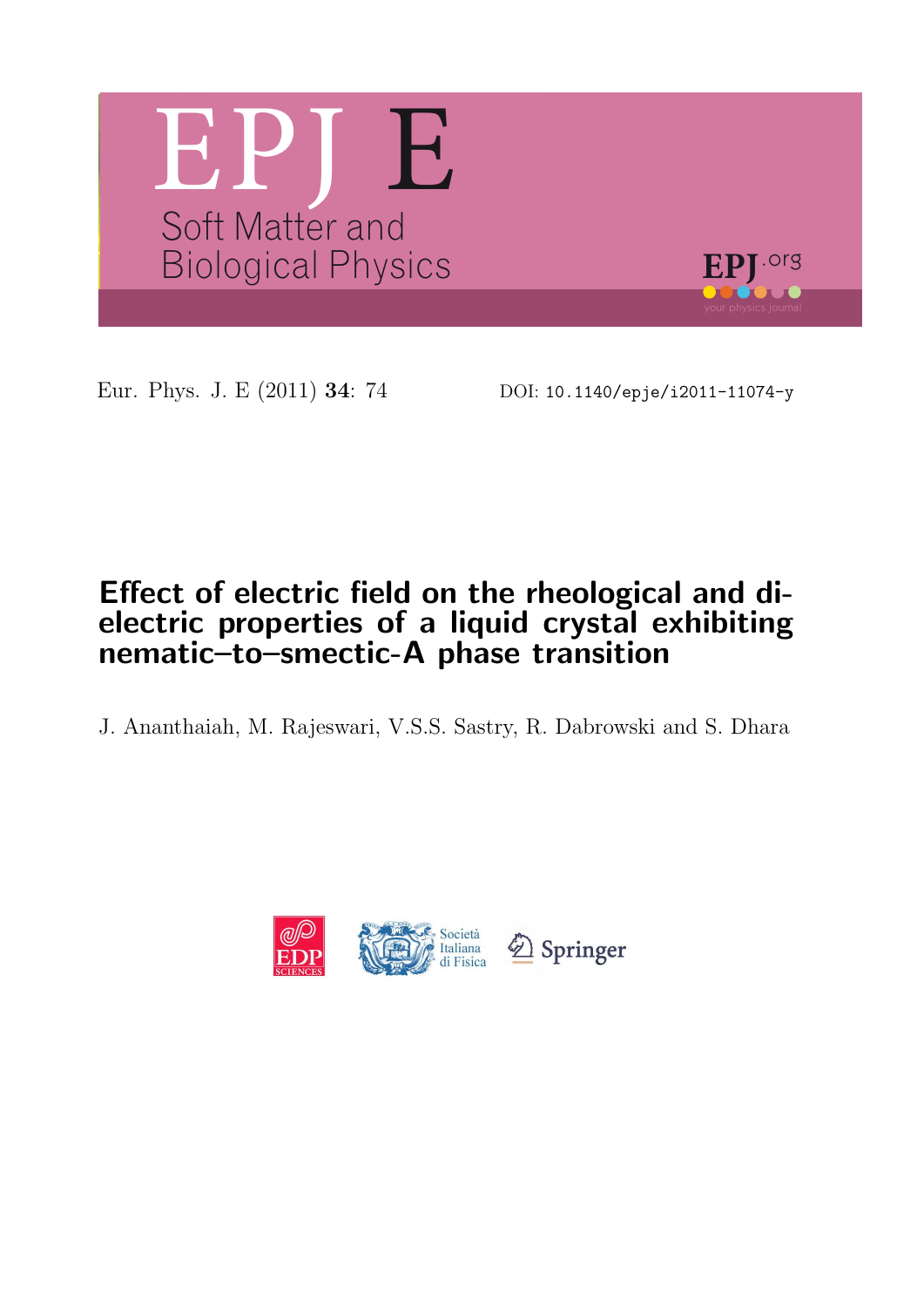# EPJ E

Soft Matter and Biological Physics

EPJ.org

your physics journal

Eur. Phys. J. E (2011) **34**: 74    DOI: 10.1140/epje/i2011-11074-y

## Effect of electric field on the rheological and dielectric properties of a liquid crystal exhibiting nematic–to–smectic-A phase transition

J. Ananthaiah, M. Rajeswari, V.S.S. Sastry, R. Dabrowski and S. Dhara

EDP SCIENCES   Società Italiana di Fisica   Springer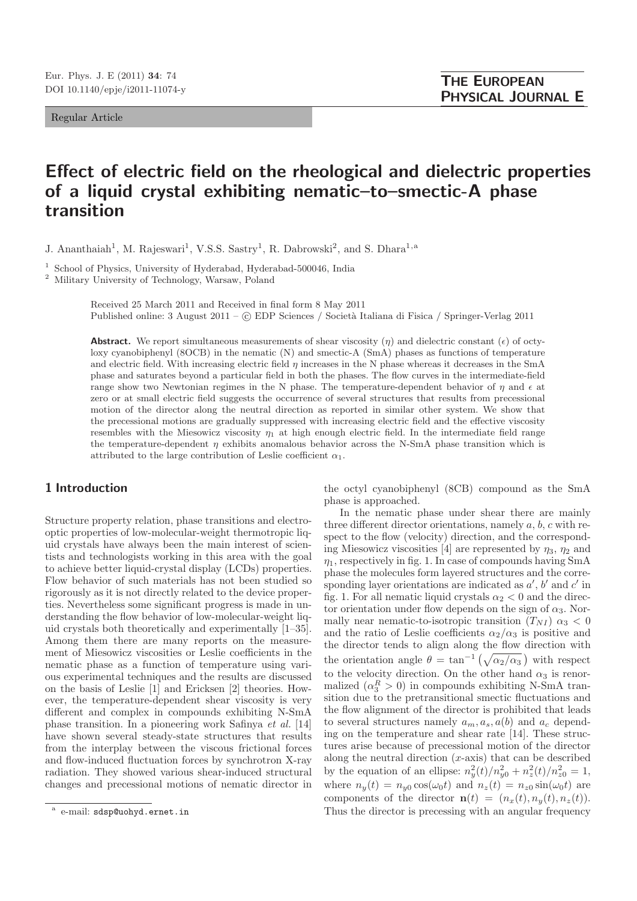Regular Article

# Effect of electric field on the rheological and dielectric properties of a liquid crystal exhibiting nematic–to–smectic-A phase transition

J. Ananthaiah[1], M. Rajeswari[1], V.S.S. Sastry[1], R. Dabrowski[2], and S. Dhara[1,a]

[1] School of Physics, University of Hyderabad, Hyderabad-500046, India

[2] Military University of Technology, Warsaw, Poland

Received 25 March 2011 and Received in final form 8 May 2011
Published online: 3 August 2011 – © EDP Sciences / Società Italiana di Fisica / Springer-Verlag 2011

**Abstract.** We report simultaneous measurements of shear viscosity ($\eta$) and dielectric constant ($\epsilon$) of octyloxy cyanobiphenyl (8OCB) in the nematic (N) and smectic-A (SmA) phases as functions of temperature and electric field. With increasing electric field $\eta$ increases in the N phase whereas it decreases in the SmA phase and saturates beyond a particular field in both the phases. The flow curves in the intermediate-field range show two Newtonian regimes in the N phase. The temperature-dependent behavior of $\eta$ and $\epsilon$ at zero or at small electric field suggests the occurrence of several structures that results from precessional motion of the director along the neutral direction as reported in similar other system. We show that the precessional motions are gradually suppressed with increasing electric field and the effective viscosity resembles with the Miesowicz viscosity $\eta_1$ at high enough electric field. In the intermediate field range the temperature-dependent $\eta$ exhibits anomalous behavior across the N-SmA phase transition which is attributed to the large contribution of Leslie coefficient $\alpha_1$.

## 1 Introduction

Structure property relation, phase transitions and electro-optic properties of low-molecular-weight thermotropic liquid crystals have always been the main interest of scientists and technologists working in this area with the goal to achieve better liquid-crystal display (LCDs) properties. Flow behavior of such materials has not been studied so rigorously as it is not directly related to the device properties. Nevertheless some significant progress is made in understanding the flow behavior of low-molecular-weight liquid crystals both theoretically and experimentally [1–35]. Among them there are many reports on the measurement of Miesowicz viscosities or Leslie coefficients in the nematic phase as a function of temperature using various experimental techniques and the results are discussed on the basis of Leslie [1] and Ericksen [2] theories. However, the temperature-dependent shear viscosity is very different and complex in compounds exhibiting N-SmA phase transition. In a pioneering work Safinya *et al.* [14] have shown several steady-state structures that results from the interplay between the viscous frictional forces and flow-induced fluctuation forces by synchrotron X-ray radiation. They showed various shear-induced structural changes and precessional motions of nematic director in the octyl cyanobiphenyl (8CB) compound as the SmA phase is approached.

In the nematic phase under shear there are mainly three different director orientations, namely $a$, $b$, $c$ with respect to the flow (velocity) direction, and the corresponding Miesowicz viscosities [4] are represented by $\eta_3$, $\eta_2$ and $\eta_1$, respectively in fig. 1. In case of compounds having SmA phase the molecules form layered structures and the corresponding layer orientations are indicated as $a'$, $b'$ and $c'$ in fig. 1. For all nematic liquid crystals $\alpha_2 < 0$ and the director orientation under flow depends on the sign of $\alpha_3$. Normally near nematic-to-isotropic transition ($T_{NI}$) $\alpha_3 < 0$ and the ratio of Leslie coefficients $\alpha_2/\alpha_3$ is positive and the director tends to align along the flow direction with the orientation angle $\theta = \tan^{-1}\left(\sqrt{\alpha_2/\alpha_3}\right)$ with respect to the velocity direction. On the other hand $\alpha_3$ is renormalized ($\alpha_3^R > 0$) in compounds exhibiting N-SmA transition due to the pretransitional smectic fluctuations and the flow alignment of the director is prohibited that leads to several structures namely $a_m, a_s, a(b)$ and $a_c$ depending on the temperature and shear rate [14]. These structures arise because of precessional motion of the director along the neutral direction ($x$-axis) that can be described by the equation of an ellipse: $n_y^2(t)/n_{y0}^2 + n_z^2(t)/n_{z0}^2 = 1$, where $n_y(t) = n_{y0}\cos(\omega_0 t)$ and $n_z(t) = n_{z0}\sin(\omega_0 t)$ are components of the director $\mathbf{n}(t) = (n_x(t), n_y(t), n_z(t))$. Thus the director is precessing with an angular frequency

[a] e-mail: sdsp@uohyd.ernet.in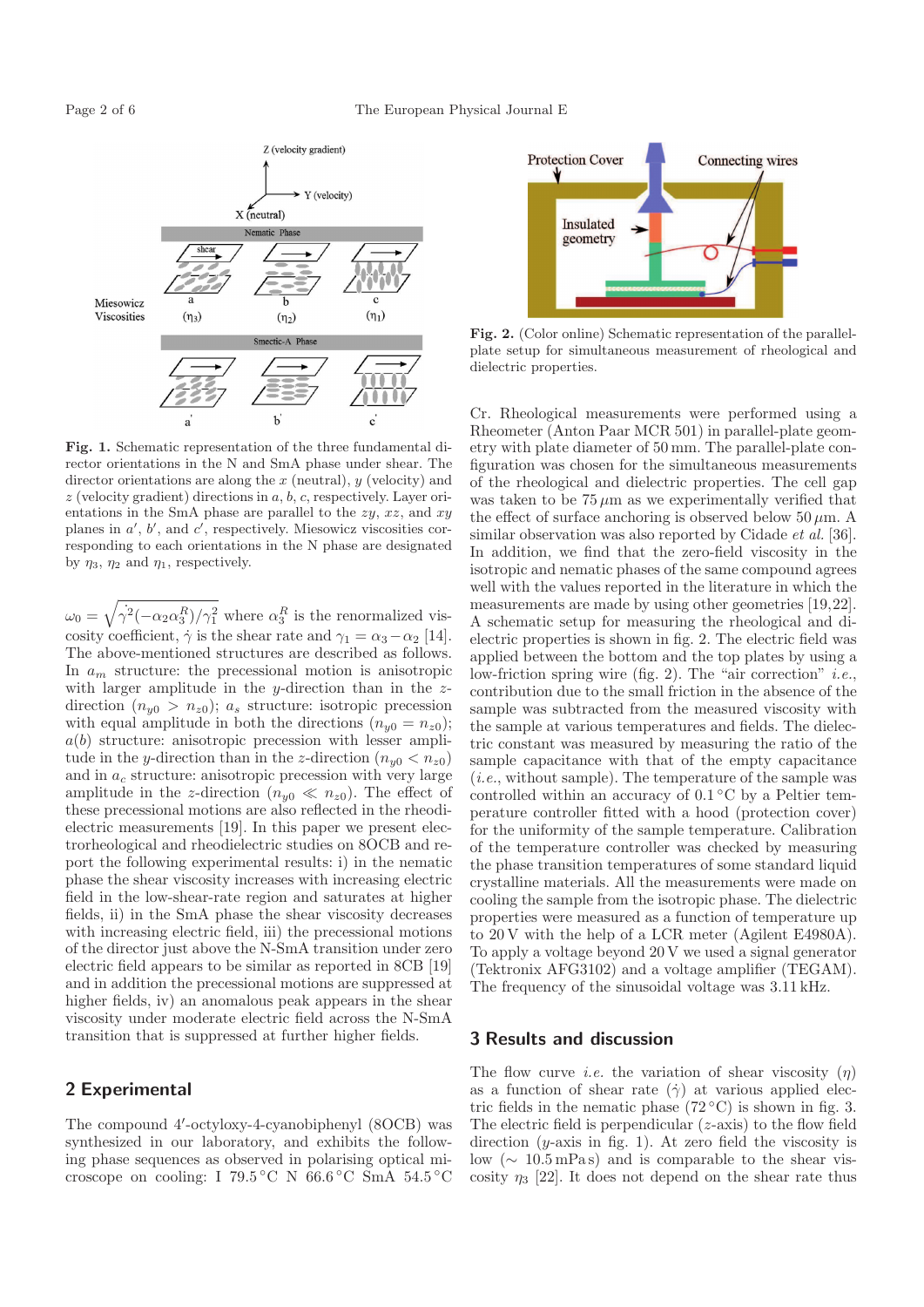**Fig. 1.** Schematic representation of the three fundamental director orientations in the N and SmA phase under shear. The director orientations are along the $x$ (neutral), $y$ (velocity) and $z$ (velocity gradient) directions in $a$, $b$, $c$, respectively. Layer orientations in the SmA phase are parallel to the $zy$, $xz$, and $xy$ planes in $a'$, $b'$, and $c'$, respectively. Miesowicz viscosities corresponding to each orientations in the N phase are designated by $\eta_3$, $\eta_2$ and $\eta_1$, respectively.

$\omega_0 = \sqrt{\dot{\gamma}^2(-\alpha_2\alpha_3^R)/\gamma_1^2}$ where $\alpha_3^R$ is the renormalized viscosity coefficient, $\dot{\gamma}$ is the shear rate and $\gamma_1 = \alpha_3 - \alpha_2$ [14]. The above-mentioned structures are described as follows. In $a_m$ structure: the precessional motion is anisotropic with larger amplitude in the $y$-direction than in the $z$-direction ($n_{y0} > n_{z0}$); $a_s$ structure: isotropic precession with equal amplitude in both the directions ($n_{y0} = n_{z0}$); $a(b)$ structure: anisotropic precession with lesser amplitude in the $y$-direction than in the $z$-direction ($n_{y0} < n_{z0}$) and in $a_c$ structure: anisotropic precession with very large amplitude in the $z$-direction ($n_{y0} \ll n_{z0}$). The effect of these precessional motions are also reflected in the rheodielectric measurements [19]. In this paper we present electrorheological and rheodielectric studies on 8OCB and report the following experimental results: i) in the nematic phase the shear viscosity increases with increasing electric field in the low-shear-rate region and saturates at higher fields, ii) in the SmA phase the shear viscosity decreases with increasing electric field, iii) the precessional motions of the director just above the N-SmA transition under zero electric field appears to be similar as reported in 8CB [19] and in addition the precessional motions are suppressed at higher fields, iv) an anomalous peak appears in the shear viscosity under moderate electric field across the N-SmA transition that is suppressed at further higher fields.

## 2 Experimental

The compound 4′-octyloxy-4-cyanobiphenyl (8OCB) was synthesized in our laboratory, and exhibits the following phase sequences as observed in polarising optical microscope on cooling: I 79.5 °C N 66.6 °C SmA 54.5 °C Cr. Rheological measurements were performed using a Rheometer (Anton Paar MCR 501) in parallel-plate geometry with plate diameter of 50 mm. The parallel-plate configuration was chosen for the simultaneous measurements of the rheological and the dielectric properties. The cell gap was taken to be 75 $\mu$m as we experimentally verified that the effect of surface anchoring is observed below 50 $\mu$m. A similar observation was also reported by Cidade *et al.* [36]. In addition, we find that the zero-field viscosity in the isotropic and nematic phases of the same compound agrees well with the values reported in the literature in which the measurements are made by using other geometries [19,22]. A schematic setup for measuring the rheological and dielectric properties is shown in fig. 2. The electric field was applied between the bottom and the top plates by using a low-friction spring wire (fig. 2). The "air correction" *i.e.*, contribution due to the small friction in the absence of the sample was subtracted from the measured viscosity with the sample at various temperatures and fields. The dielectric constant was measured by measuring the ratio of the sample capacitance with that of the empty capacitance (*i.e.*, without sample). The temperature of the sample was controlled within an accuracy of 0.1 °C by a Peltier temperature controller fitted with a hood (protection cover) for the uniformity of the sample temperature. Calibration of the temperature controller was checked by measuring the phase transition temperatures of some standard liquid crystalline materials. All the measurements were made on cooling the sample from the isotropic phase. The dielectric properties were measured as a function of temperature up to 20 V with the help of a LCR meter (Agilent E4980A). To apply a voltage beyond 20 V we used a signal generator (Tektronix AFG3102) and a voltage amplifier (TEGAM). The frequency of the sinusoidal voltage was 3.11 kHz.

**Fig. 2.** (Color online) Schematic representation of the parallel-plate setup for simultaneous measurement of rheological and dielectric properties.

## 3 Results and discussion

The flow curve *i.e.* the variation of shear viscosity ($\eta$) as a function of shear rate ($\dot{\gamma}$) at various applied electric fields in the nematic phase (72 °C) is shown in fig. 3. The electric field is perpendicular ($z$-axis) to the flow field direction ($y$-axis in fig. 1). At zero field the viscosity is low ($\sim$ 10.5 mPa s) and is comparable to the shear viscosity $\eta_3$ [22]. It does not depend on the shear rate thus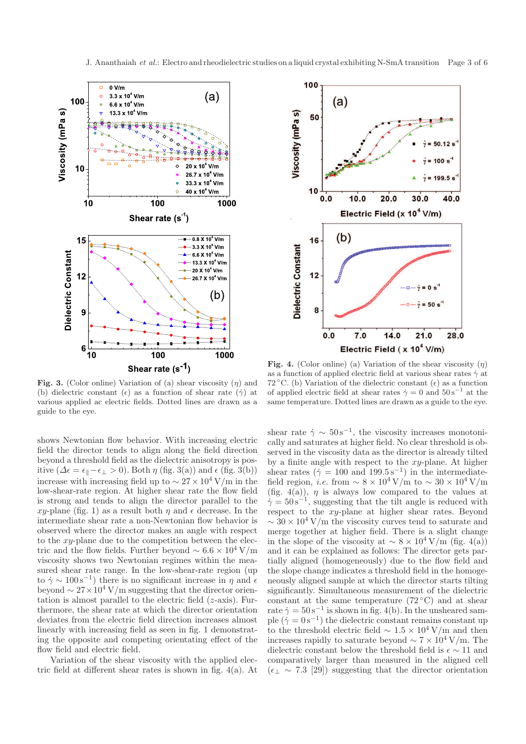Fig. 3. (Color online) Variation of (a) shear viscosity ($\eta$) and (b) dielectric constant ($\epsilon$) as a function of shear rate ($\dot{\gamma}$) at various applied ac electric fields. Dotted lines are drawn as a guide to the eye.

Fig. 4. (Color online) (a) Variation of the shear viscosity ($\eta$) as a function of applied electric field at various shear rates $\dot{\gamma}$ at 72 °C. (b) Variation of the dielectric constant ($\epsilon$) as a function of applied electric field at shear rates $\dot{\gamma} = 0$ and $50\,\mathrm{s}^{-1}$ at the same temperature. Dotted lines are drawn as a guide to the eye.

shows Newtonian flow behavior. With increasing electric field the director tends to align along the field direction beyond a threshold field as the dielectric anisotropy is positive ($\Delta\epsilon = \epsilon_{\parallel} - \epsilon_{\perp} > 0$). Both $\eta$ (fig. 3(a)) and $\epsilon$ (fig. 3(b)) increase with increasing field up to $\sim 27 \times 10^4\,\mathrm{V/m}$ in the low-shear-rate region. At higher shear rate the flow field is strong and tends to align the director parallel to the $xy$-plane (fig. 1) as a result both $\eta$ and $\epsilon$ decrease. In the intermediate shear rate a non-Newtonian flow behavior is observed where the director makes an angle with respect to the $xy$-plane due to the competition between the electric and the flow fields. Further beyond $\sim 6.6 \times 10^4\,\mathrm{V/m}$ viscosity shows two Newtonian regimes within the measured shear rate range. In the low-shear-rate region (up to $\dot{\gamma} \sim 100\,\mathrm{s}^{-1}$) there is no significant increase in $\eta$ and $\epsilon$ beyond $\sim 27 \times 10^4\,\mathrm{V/m}$ suggesting that the director orientation is almost parallel to the electric field ($z$-axis). Furthermore, the shear rate at which the director orientation deviates from the electric field direction increases almost linearly with increasing field as seen in fig. 1 demonstrating the opposite and competing orientating effect of the flow field and electric field.

Variation of the shear viscosity with the applied electric field at different shear rates is shown in fig. 4(a). At shear rate $\dot{\gamma} \sim 50\,\mathrm{s}^{-1}$, the viscosity increases monotonically and saturates at higher field. No clear threshold is observed in the viscosity data as the director is already tilted by a finite angle with respect to the $xy$-plane. At higher shear rates ($\dot{\gamma} = 100$ and $199.5\,\mathrm{s}^{-1}$) in the intermediate-field region, *i.e.* from $\sim 8 \times 10^4\,\mathrm{V/m}$ to $\sim 30 \times 10^4\,\mathrm{V/m}$ (fig. 4(a)), $\eta$ is always low compared to the values at $\dot{\gamma} = 50\,\mathrm{s}^{-1}$, suggesting that the tilt angle is reduced with respect to the $xy$-plane at higher shear rates. Beyond $\sim 30 \times 10^4\,\mathrm{V/m}$ the viscosity curves tend to saturate and merge together at higher field. There is a slight change in the slope of the viscosity at $\sim 8 \times 10^4\,\mathrm{V/m}$ (fig. 4(a)) and it can be explained as follows: The director gets partially aligned (homogeneously) due to the flow field and the slope change indicates a threshold field in the homogeneously aligned sample at which the director starts tilting significantly. Simultaneous measurement of the dielectric constant at the same temperature (72 °C) and at shear rate $\dot{\gamma} = 50\,\mathrm{s}^{-1}$ is shown in fig. 4(b). In the unsheared sample ($\dot{\gamma} = 0\,\mathrm{s}^{-1}$) the dielectric constant remains constant up to the threshold electric field $\sim 1.5 \times 10^4\,\mathrm{V/m}$ and then increases rapidly to saturate beyond $\sim 7 \times 10^4\,\mathrm{V/m}$. The dielectric constant below the threshold field is $\epsilon \sim 11$ and comparatively larger than measured in the aligned cell ($\epsilon_{\perp} \sim 7.3$ [29]) suggesting that the director orientation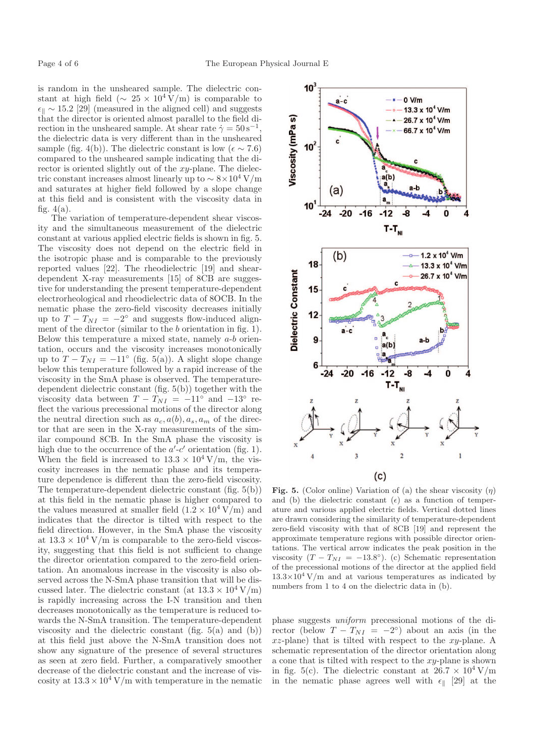is random in the unsheared sample. The dielectric constant at high field ($\sim 25 \times 10^4$ V/m) is comparable to $\epsilon_{\parallel} \sim 15.2$ [29] (measured in the aligned cell) and suggests that the director is oriented almost parallel to the field direction in the unsheared sample. At shear rate $\dot{\gamma} = 50\,\mathrm{s}^{-1}$, the dielectric data is very different than in the unsheared sample (fig. 4(b)). The dielectric constant is low ($\epsilon \sim 7.6$) compared to the unsheared sample indicating that the director is oriented slightly out of the $xy$-plane. The dielectric constant increases almost linearly up to $\sim 8 \times 10^4$ V/m and saturates at higher field followed by a slope change at this field and is consistent with the viscosity data in fig. 4(a).

The variation of temperature-dependent shear viscosity and the simultaneous measurement of the dielectric constant at various applied electric fields is shown in fig. 5. The viscosity does not depend on the electric field in the isotropic phase and is comparable to the previously reported values [22]. The rheodielectric [19] and shear-dependent X-ray measurements [15] of 8CB are suggestive for understanding the present temperature-dependent electrorheological and rheodielectric data of 8OCB. In the nematic phase the zero-field viscosity decreases initially up to $T - T_{NI} = -2°$ and suggests flow-induced alignment of the director (similar to the $b$ orientation in fig. 1). Below this temperature a mixed state, namely $a$-$b$ orientation, occurs and the viscosity increases monotonically up to $T - T_{NI} = -11°$ (fig. 5(a)). A slight slope change below this temperature followed by a rapid increase of the viscosity in the SmA phase is observed. The temperature-dependent dielectric constant (fig. 5(b)) together with the viscosity data between $T - T_{NI} = -11°$ and $-13°$ reflect the various precessional motions of the director along the neutral direction such as $a_c, a(b), a_s, a_m$ of the director that are seen in the X-ray measurements of the similar compound 8CB. In the SmA phase the viscosity is high due to the occurrence of the $a'$-$c'$ orientation (fig. 1). When the field is increased to $13.3 \times 10^4$ V/m, the viscosity increases in the nematic phase and its temperature dependence is different than the zero-field viscosity. The temperature-dependent dielectric constant (fig. 5(b)) at this field in the nematic phase is higher compared to the values measured at smaller field ($1.2 \times 10^4$ V/m) and indicates that the director is tilted with respect to the field direction. However, in the SmA phase the viscosity at $13.3 \times 10^4$ V/m is comparable to the zero-field viscosity, suggesting that this field is not sufficient to change the director orientation compared to the zero-field orientation. An anomalous increase in the viscosity is also observed across the N-SmA phase transition that will be discussed later. The dielectric constant (at $13.3 \times 10^4$ V/m) is rapidly increasing across the I-N transition and then decreases monotonically as the temperature is reduced towards the N-SmA transition. The temperature-dependent viscosity and the dielectric constant (fig. 5(a) and (b)) at this field just above the N-SmA transition does not show any signature of the presence of several structures as seen at zero field. Further, a comparatively smoother decrease of the dielectric constant and the increase of viscosity at $13.3 \times 10^4$ V/m with temperature in the nematic phase suggests *uniform* precessional motions of the director (below $T - T_{NI} = -2°$) about an axis (in the $xz$-plane) that is tilted with respect to the $xy$-plane. A schematic representation of the director orientation along a cone that is tilted with respect to the $xy$-plane is shown in fig. 5(c). The dielectric constant at $26.7 \times 10^4$ V/m in the nematic phase agrees well with $\epsilon_{\parallel}$ [29] at the

**Fig. 5.** (Color online) Variation of (a) the shear viscosity ($\eta$) and (b) the dielectric constant ($\epsilon$) as a function of temperature and various applied electric fields. Vertical dotted lines are drawn considering the similarity of temperature-dependent zero-field viscosity with that of 8CB [19] and represent the approximate temperature regions with possible director orientations. The vertical arrow indicates the peak position in the viscosity ($T - T_{NI} = -13.8°$). (c) Schematic representation of the precessional motions of the director at the applied field $13.3 \times 10^4$ V/m and at various temperatures as indicated by numbers from 1 to 4 on the dielectric data in (b).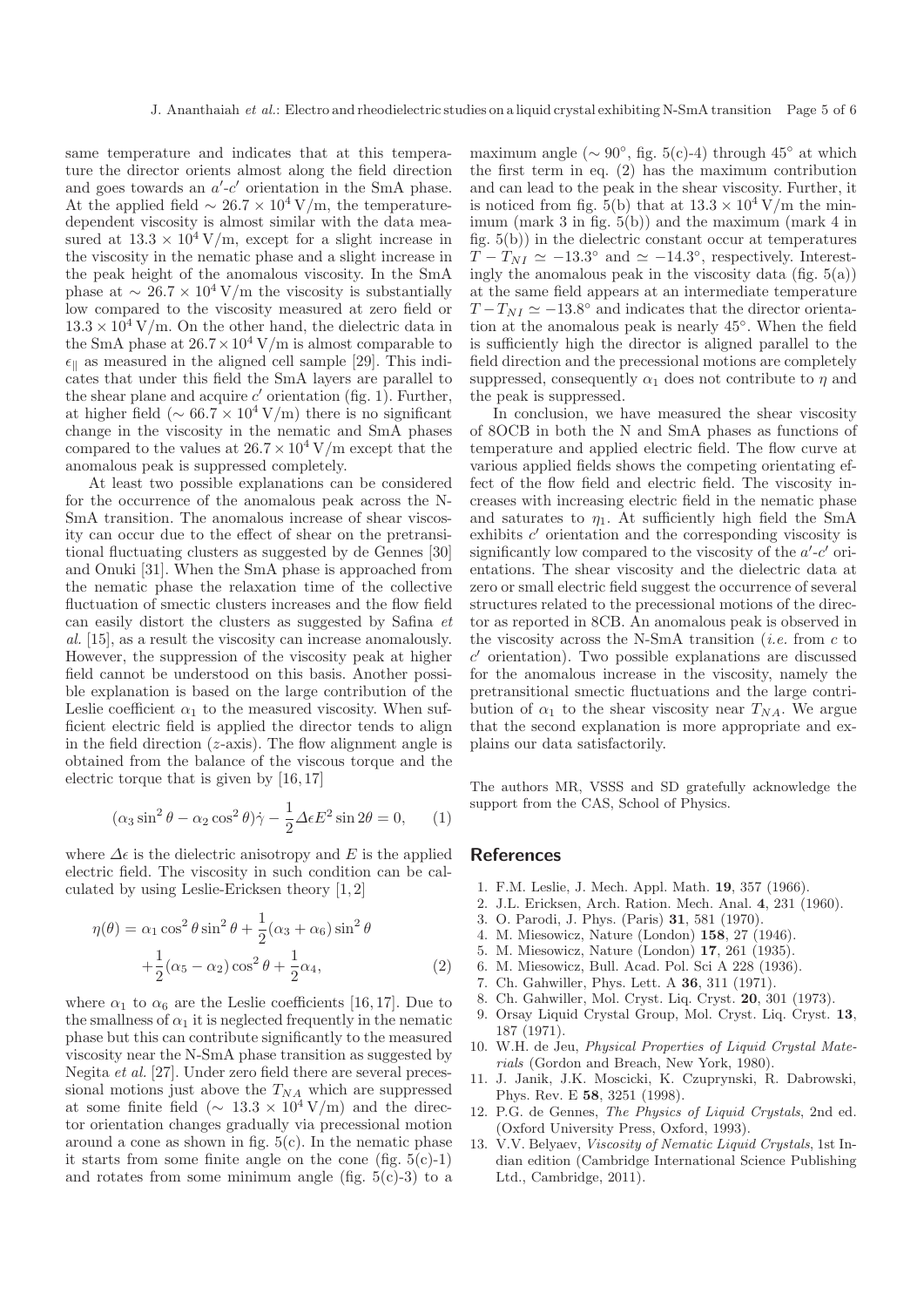same temperature and indicates that at this temperature the director orients almost along the field direction and goes towards an $a'$-$c'$ orientation in the SmA phase. At the applied field $\sim 26.7\times10^4$ V/m, the temperature-dependent viscosity is almost similar with the data measured at $13.3\times10^4$ V/m, except for a slight increase in the viscosity in the nematic phase and a slight increase in the peak height of the anomalous viscosity. In the SmA phase at $\sim 26.7\times10^4$ V/m the viscosity is substantially low compared to the viscosity measured at zero field or $13.3\times10^4$ V/m. On the other hand, the dielectric data in the SmA phase at $26.7\times10^4$ V/m is almost comparable to $\epsilon_{\parallel}$ as measured in the aligned cell sample [29]. This indicates that under this field the SmA layers are parallel to the shear plane and acquire $c'$ orientation (fig. 1). Further, at higher field ($\sim 66.7\times10^4$ V/m) there is no significant change in the viscosity in the nematic and SmA phases compared to the values at $26.7\times10^4$ V/m except that the anomalous peak is suppressed completely.

At least two possible explanations can be considered for the occurrence of the anomalous peak across the N-SmA transition. The anomalous increase of shear viscosity can occur due to the effect of shear on the pretransitional fluctuating clusters as suggested by de Gennes [30] and Onuki [31]. When the SmA phase is approached from the nematic phase the relaxation time of the collective fluctuation of smectic clusters increases and the flow field can easily distort the clusters as suggested by Safina *et al.* [15], as a result the viscosity can increase anomalously. However, the suppression of the viscosity peak at higher field cannot be understood on this basis. Another possible explanation is based on the large contribution of the Leslie coefficient $\alpha_1$ to the measured viscosity. When sufficient electric field is applied the director tends to align in the field direction ($z$-axis). The flow alignment angle is obtained from the balance of the viscous torque and the electric torque that is given by [16,17]

$$(\alpha_3\sin^2\theta-\alpha_2\cos^2\theta)\dot{\gamma}-\frac{1}{2}\Delta\epsilon E^2\sin 2\theta=0, \qquad (1)$$

where $\Delta\epsilon$ is the dielectric anisotropy and $E$ is the applied electric field. The viscosity in such condition can be calculated by using Leslie-Ericksen theory [1,2]

$$\eta(\theta)=\alpha_1\cos^2\theta\sin^2\theta+\frac{1}{2}(\alpha_3+\alpha_6)\sin^2\theta+\frac{1}{2}(\alpha_5-\alpha_2)\cos^2\theta+\frac{1}{2}\alpha_4, \qquad (2)$$

where $\alpha_1$ to $\alpha_6$ are the Leslie coefficients [16,17]. Due to the smallness of $\alpha_1$ it is neglected frequently in the nematic phase but this can contribute significantly to the measured viscosity near the N-SmA phase transition as suggested by Negita *et al.* [27]. Under zero field there are several precessional motions just above the $T_{NA}$ which are suppressed at some finite field ($\sim 13.3\times10^4$ V/m) and the director orientation changes gradually via precessional motion around a cone as shown in fig. 5(c). In the nematic phase it starts from some finite angle on the cone (fig. 5(c)-1) and rotates from some minimum angle (fig. 5(c)-3) to a maximum angle ($\sim 90°$, fig. 5(c)-4) through 45° at which the first term in eq. (2) has the maximum contribution and can lead to the peak in the shear viscosity. Further, it is noticed from fig. 5(b) that at $13.3\times10^4$ V/m the minimum (mark 3 in fig. 5(b)) and the maximum (mark 4 in fig. 5(b)) in the dielectric constant occur at temperatures $T-T_{NI}\simeq-13.3°$ and $\simeq-14.3°$, respectively. Interestingly the anomalous peak in the viscosity data (fig. 5(a)) at the same field appears at an intermediate temperature $T-T_{NI}\simeq-13.8°$ and indicates that the director orientation at the anomalous peak is nearly 45°. When the field is sufficiently high the director is aligned parallel to the field direction and the precessional motions are completely suppressed, consequently $\alpha_1$ does not contribute to $\eta$ and the peak is suppressed.

In conclusion, we have measured the shear viscosity of 8OCB in both the N and SmA phases as functions of temperature and applied electric field. The flow curve at various applied fields shows the competing orientating effect of the flow field and electric field. The viscosity increases with increasing electric field in the nematic phase and saturates to $\eta_1$. At sufficiently high field the SmA exhibits $c'$ orientation and the corresponding viscosity is significantly low compared to the viscosity of the $a'$-$c'$ orientations. The shear viscosity and the dielectric data at zero or small electric field suggest the occurrence of several structures related to the precessional motions of the director as reported in 8CB. An anomalous peak is observed in the viscosity across the N-SmA transition (*i.e.* from $c$ to $c'$ orientation). Two possible explanations are discussed for the anomalous increase in the viscosity, namely the pretransitional smectic fluctuations and the large contribution of $\alpha_1$ to the shear viscosity near $T_{NA}$. We argue that the second explanation is more appropriate and explains our data satisfactorily.

The authors MR, VSSS and SD gratefully acknowledge the support from the CAS, School of Physics.

## References

1. F.M. Leslie, J. Mech. Appl. Math. **19**, 357 (1966).
2. J.L. Ericksen, Arch. Ration. Mech. Anal. **4**, 231 (1960).
3. O. Parodi, J. Phys. (Paris) **31**, 581 (1970).
4. M. Miesowicz, Nature (London) **158**, 27 (1946).
5. M. Miesowicz, Nature (London) **17**, 261 (1935).
6. M. Miesowicz, Bull. Acad. Pol. Sci A 228 (1936).
7. Ch. Gahwiller, Phys. Lett. A **36**, 311 (1971).
8. Ch. Gahwiller, Mol. Cryst. Liq. Cryst. **20**, 301 (1973).
9. Orsay Liquid Crystal Group, Mol. Cryst. Liq. Cryst. **13**, 187 (1971).
10. W.H. de Jeu, *Physical Properties of Liquid Crystal Materials* (Gordon and Breach, New York, 1980).
11. J. Janik, J.K. Moscicki, K. Czuprynski, R. Dabrowski, Phys. Rev. E **58**, 3251 (1998).
12. P.G. de Gennes, *The Physics of Liquid Crystals*, 2nd ed. (Oxford University Press, Oxford, 1993).
13. V.V. Belyaev, *Viscosity of Nematic Liquid Crystals*, 1st Indian edition (Cambridge International Science Publishing Ltd., Cambridge, 2011).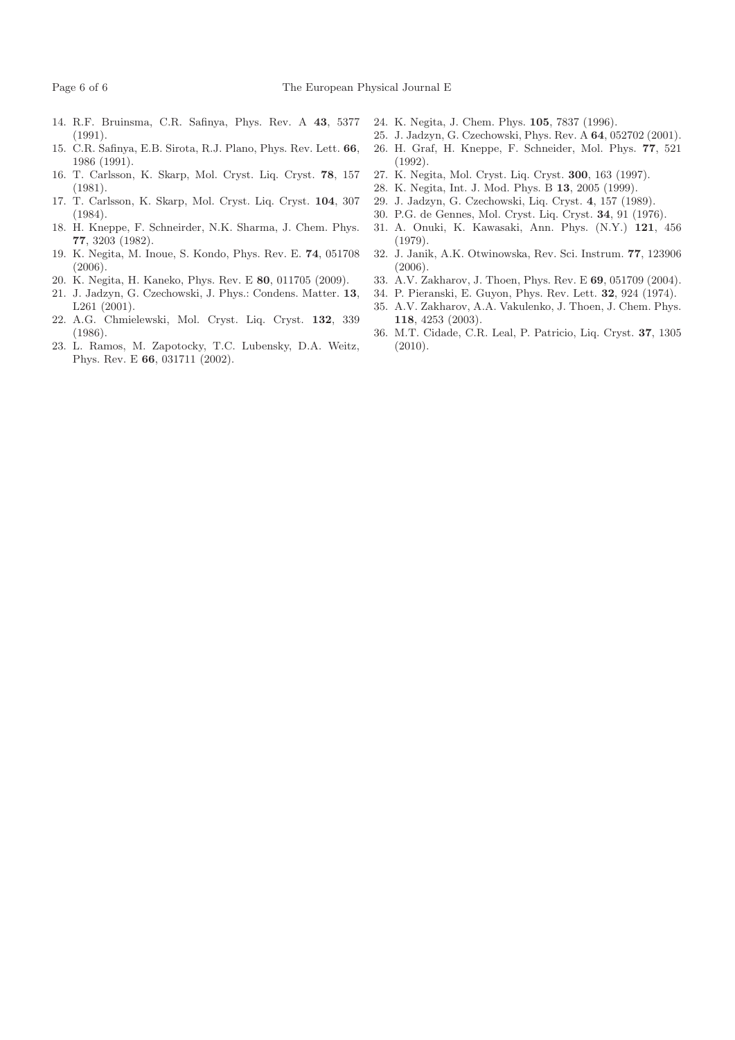14. R.F. Bruinsma, C.R. Safinya, Phys. Rev. A **43**, 5377 (1991).
15. C.R. Safinya, E.B. Sirota, R.J. Plano, Phys. Rev. Lett. **66**, 1986 (1991).
16. T. Carlsson, K. Skarp, Mol. Cryst. Liq. Cryst. **78**, 157 (1981).
17. T. Carlsson, K. Skarp, Mol. Cryst. Liq. Cryst. **104**, 307 (1984).
18. H. Kneppe, F. Schneirder, N.K. Sharma, J. Chem. Phys. **77**, 3203 (1982).
19. K. Negita, M. Inoue, S. Kondo, Phys. Rev. E. **74**, 051708 (2006).
20. K. Negita, H. Kaneko, Phys. Rev. E **80**, 011705 (2009).
21. J. Jadzyn, G. Czechowski, J. Phys.: Condens. Matter. **13**, L261 (2001).
22. A.G. Chmielewski, Mol. Cryst. Liq. Cryst. **132**, 339 (1986).
23. L. Ramos, M. Zapotocky, T.C. Lubensky, D.A. Weitz, Phys. Rev. E **66**, 031711 (2002).
24. K. Negita, J. Chem. Phys. **105**, 7837 (1996).
25. J. Jadzyn, G. Czechowski, Phys. Rev. A **64**, 052702 (2001).
26. H. Graf, H. Kneppe, F. Schneider, Mol. Phys. **77**, 521 (1992).
27. K. Negita, Mol. Cryst. Liq. Cryst. **300**, 163 (1997).
28. K. Negita, Int. J. Mod. Phys. B **13**, 2005 (1999).
29. J. Jadzyn, G. Czechowski, Liq. Cryst. **4**, 157 (1989).
30. P.G. de Gennes, Mol. Cryst. Liq. Cryst. **34**, 91 (1976).
31. A. Onuki, K. Kawasaki, Ann. Phys. (N.Y.) **121**, 456 (1979).
32. J. Janik, A.K. Otwinowska, Rev. Sci. Instrum. **77**, 123906 (2006).
33. A.V. Zakharov, J. Thoen, Phys. Rev. E **69**, 051709 (2004).
34. P. Pieranski, E. Guyon, Phys. Rev. Lett. **32**, 924 (1974).
35. A.V. Zakharov, A.A. Vakulenko, J. Thoen, J. Chem. Phys. **118**, 4253 (2003).
36. M.T. Cidade, C.R. Leal, P. Patricio, Liq. Cryst. **37**, 1305 (2010).